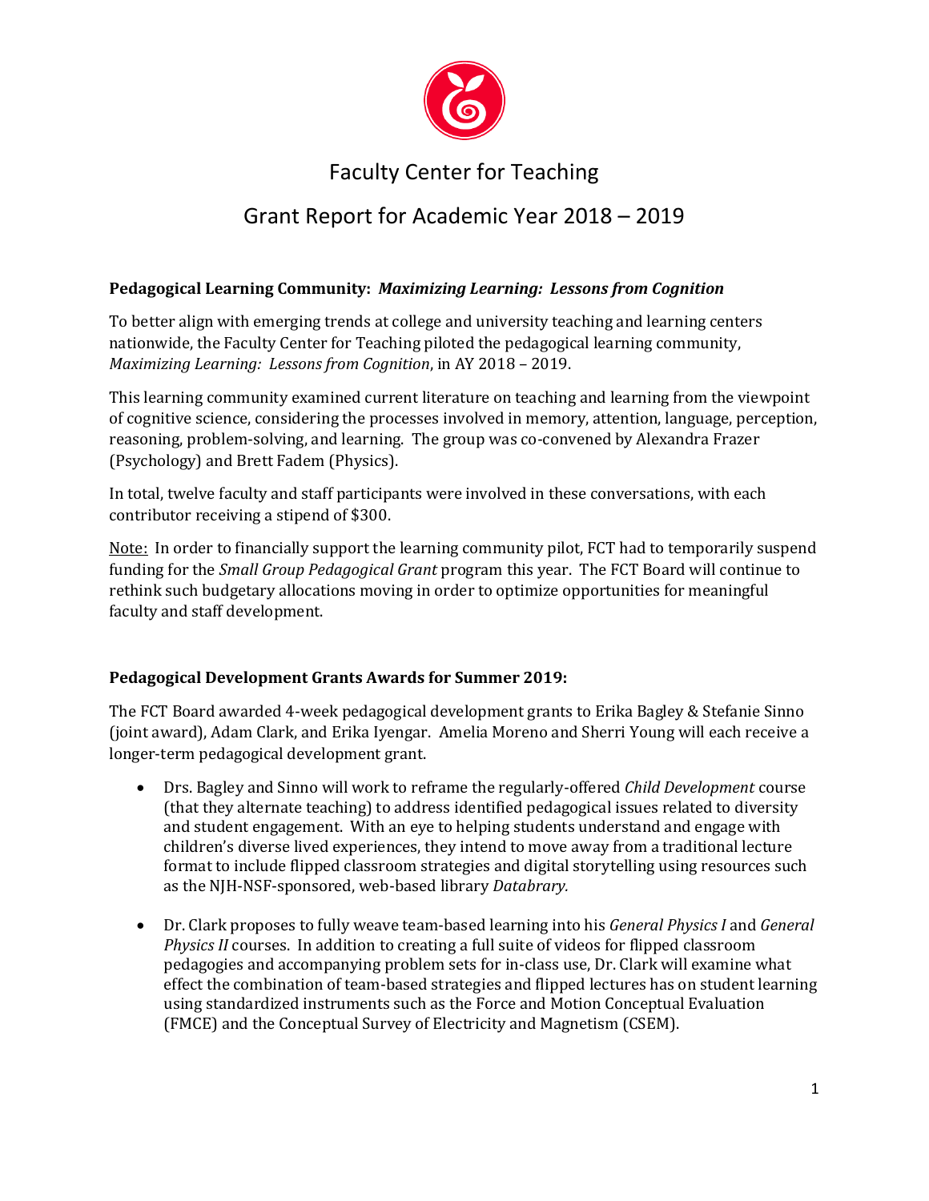# Faculty Center for Teaching

## Grant Report for Academic Year 2018 – 2019

**Pedagogical Learning Community:** ***Maximizing Learning: Lessons from Cognition***

To better align with emerging trends at college and university teaching and learning centers nationwide, the Faculty Center for Teaching piloted the pedagogical learning community, *Maximizing Learning: Lessons from Cognition*, in AY 2018 – 2019.

This learning community examined current literature on teaching and learning from the viewpoint of cognitive science, considering the processes involved in memory, attention, language, perception, reasoning, problem-solving, and learning. The group was co-convened by Alexandra Frazer (Psychology) and Brett Fadem (Physics).

In total, twelve faculty and staff participants were involved in these conversations, with each contributor receiving a stipend of $300.

<u>Note:</u> In order to financially support the learning community pilot, FCT had to temporarily suspend funding for the *Small Group Pedagogical Grant* program this year. The FCT Board will continue to rethink such budgetary allocations moving in order to optimize opportunities for meaningful faculty and staff development.

**Pedagogical Development Grants Awards for Summer 2019:**

The FCT Board awarded 4-week pedagogical development grants to Erika Bagley & Stefanie Sinno (joint award), Adam Clark, and Erika Iyengar. Amelia Moreno and Sherri Young will each receive a longer-term pedagogical development grant.

- Drs. Bagley and Sinno will work to reframe the regularly-offered *Child Development* course (that they alternate teaching) to address identified pedagogical issues related to diversity and student engagement. With an eye to helping students understand and engage with children's diverse lived experiences, they intend to move away from a traditional lecture format to include flipped classroom strategies and digital storytelling using resources such as the NJH-NSF-sponsored, web-based library *Databrary.*

- Dr. Clark proposes to fully weave team-based learning into his *General Physics I* and *General Physics II* courses. In addition to creating a full suite of videos for flipped classroom pedagogies and accompanying problem sets for in-class use, Dr. Clark will examine what effect the combination of team-based strategies and flipped lectures has on student learning using standardized instruments such as the Force and Motion Conceptual Evaluation (FMCE) and the Conceptual Survey of Electricity and Magnetism (CSEM).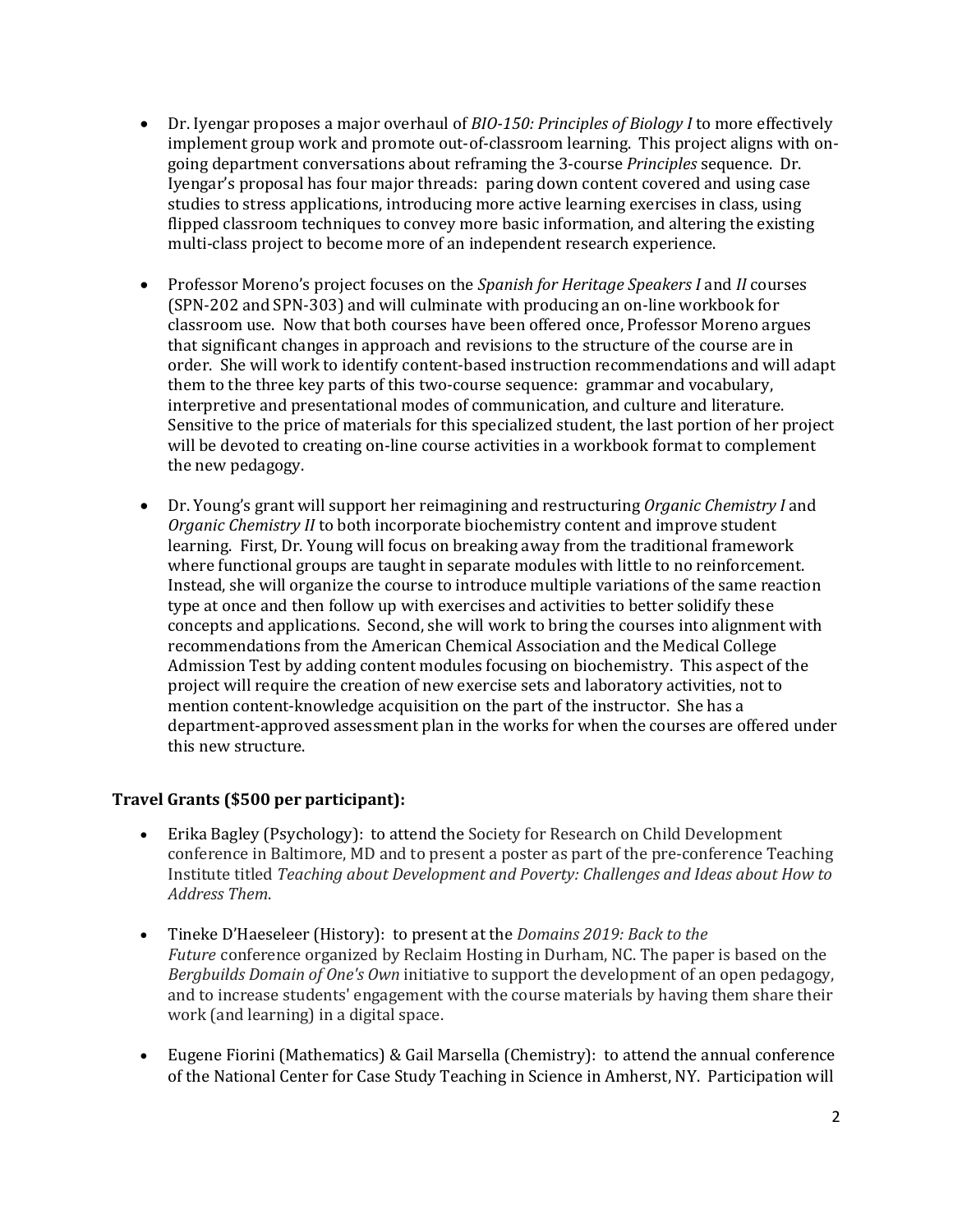- Dr. Iyengar proposes a major overhaul of *BIO-150: Principles of Biology I* to more effectively implement group work and promote out-of-classroom learning. This project aligns with on-going department conversations about reframing the 3-course *Principles* sequence. Dr. Iyengar's proposal has four major threads: paring down content covered and using case studies to stress applications, introducing more active learning exercises in class, using flipped classroom techniques to convey more basic information, and altering the existing multi-class project to become more of an independent research experience.

- Professor Moreno's project focuses on the *Spanish for Heritage Speakers I* and *II* courses (SPN-202 and SPN-303) and will culminate with producing an on-line workbook for classroom use. Now that both courses have been offered once, Professor Moreno argues that significant changes in approach and revisions to the structure of the course are in order. She will work to identify content-based instruction recommendations and will adapt them to the three key parts of this two-course sequence: grammar and vocabulary, interpretive and presentational modes of communication, and culture and literature. Sensitive to the price of materials for this specialized student, the last portion of her project will be devoted to creating on-line course activities in a workbook format to complement the new pedagogy.

- Dr. Young's grant will support her reimagining and restructuring *Organic Chemistry I* and *Organic Chemistry II* to both incorporate biochemistry content and improve student learning. First, Dr. Young will focus on breaking away from the traditional framework where functional groups are taught in separate modules with little to no reinforcement. Instead, she will organize the course to introduce multiple variations of the same reaction type at once and then follow up with exercises and activities to better solidify these concepts and applications. Second, she will work to bring the courses into alignment with recommendations from the American Chemical Association and the Medical College Admission Test by adding content modules focusing on biochemistry. This aspect of the project will require the creation of new exercise sets and laboratory activities, not to mention content-knowledge acquisition on the part of the instructor. She has a department-approved assessment plan in the works for when the courses are offered under this new structure.

**Travel Grants ($500 per participant):**

- Erika Bagley (Psychology): to attend the Society for Research on Child Development conference in Baltimore, MD and to present a poster as part of the pre-conference Teaching Institute titled *Teaching about Development and Poverty: Challenges and Ideas about How to Address Them*.

- Tineke D'Haeseleer (History): to present at the *Domains 2019: Back to the Future* conference organized by Reclaim Hosting in Durham, NC. The paper is based on the *Bergbuilds Domain of One's Own* initiative to support the development of an open pedagogy, and to increase students' engagement with the course materials by having them share their work (and learning) in a digital space.

- Eugene Fiorini (Mathematics) & Gail Marsella (Chemistry): to attend the annual conference of the National Center for Case Study Teaching in Science in Amherst, NY. Participation will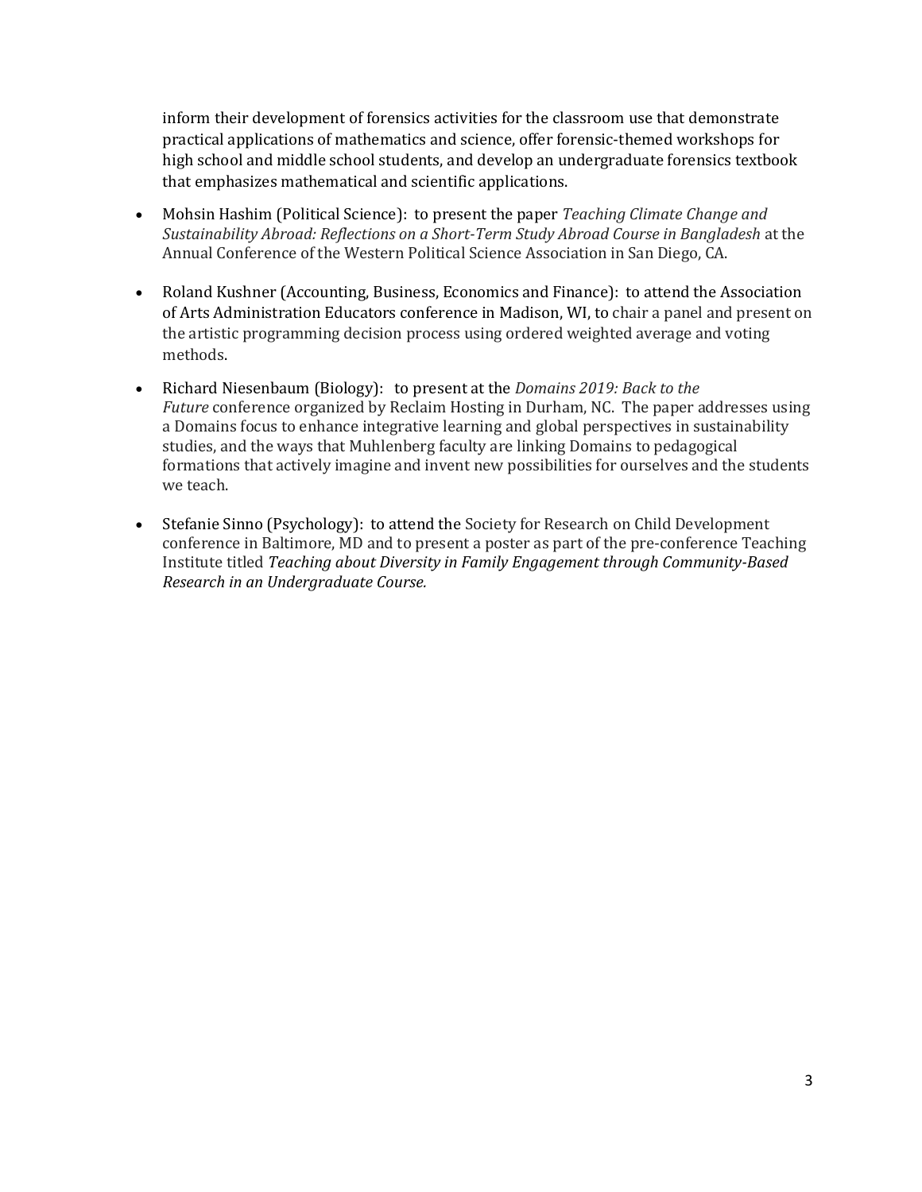inform their development of forensics activities for the classroom use that demonstrate practical applications of mathematics and science, offer forensic-themed workshops for high school and middle school students, and develop an undergraduate forensics textbook that emphasizes mathematical and scientific applications.

- Mohsin Hashim (Political Science): to present the paper *Teaching Climate Change and Sustainability Abroad: Reflections on a Short-Term Study Abroad Course in Bangladesh* at the Annual Conference of the Western Political Science Association in San Diego, CA.

- Roland Kushner (Accounting, Business, Economics and Finance): to attend the Association of Arts Administration Educators conference in Madison, WI, to chair a panel and present on the artistic programming decision process using ordered weighted average and voting methods.

- Richard Niesenbaum (Biology): to present at the *Domains 2019: Back to the Future* conference organized by Reclaim Hosting in Durham, NC. The paper addresses using a Domains focus to enhance integrative learning and global perspectives in sustainability studies, and the ways that Muhlenberg faculty are linking Domains to pedagogical formations that actively imagine and invent new possibilities for ourselves and the students we teach.

- Stefanie Sinno (Psychology): to attend the Society for Research on Child Development conference in Baltimore, MD and to present a poster as part of the pre-conference Teaching Institute titled ***Teaching about Diversity in Family Engagement through Community-Based Research in an Undergraduate Course.***